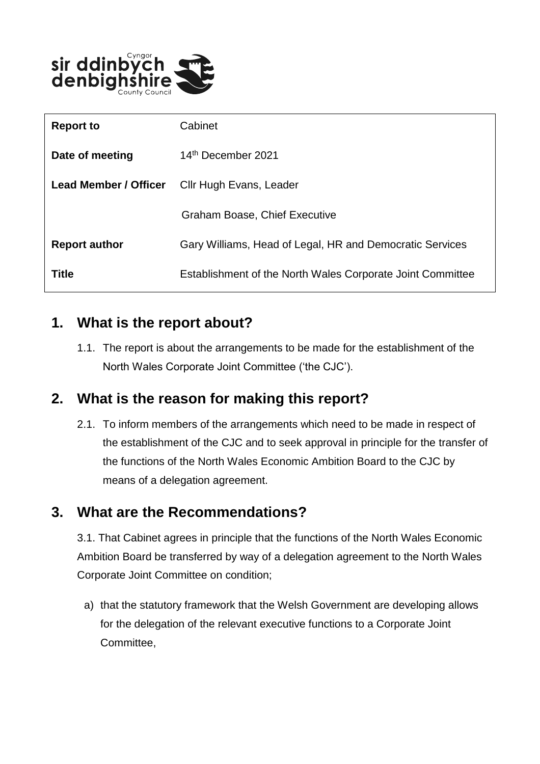| | |
|---|---|
| **Report to** | Cabinet |
| **Date of meeting** | 14th December 2021 |
| **Lead Member / Officer** | Cllr Hugh Evans, Leader<br>Graham Boase, Chief Executive |
| **Report author** | Gary Williams, Head of Legal, HR and Democratic Services |
| **Title** | Establishment of the North Wales Corporate Joint Committee |

## 1. What is the report about?

1.1. The report is about the arrangements to be made for the establishment of the North Wales Corporate Joint Committee ('the CJC').

## 2. What is the reason for making this report?

2.1. To inform members of the arrangements which need to be made in respect of the establishment of the CJC and to seek approval in principle for the transfer of the functions of the North Wales Economic Ambition Board to the CJC by means of a delegation agreement.

## 3. What are the Recommendations?

3.1. That Cabinet agrees in principle that the functions of the North Wales Economic Ambition Board be transferred by way of a delegation agreement to the North Wales Corporate Joint Committee on condition;

a) that the statutory framework that the Welsh Government are developing allows for the delegation of the relevant executive functions to a Corporate Joint Committee,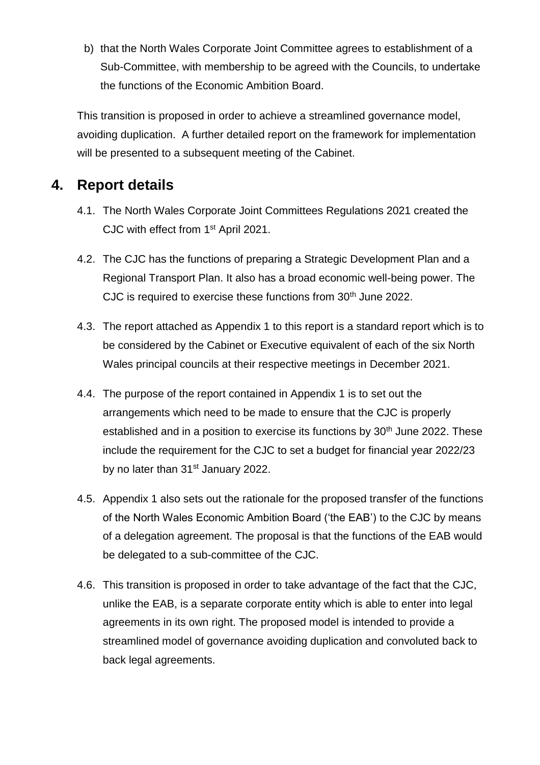b) that the North Wales Corporate Joint Committee agrees to establishment of a Sub-Committee, with membership to be agreed with the Councils, to undertake the functions of the Economic Ambition Board.

This transition is proposed in order to achieve a streamlined governance model, avoiding duplication. A further detailed report on the framework for implementation will be presented to a subsequent meeting of the Cabinet.

## 4. Report details

4.1. The North Wales Corporate Joint Committees Regulations 2021 created the CJC with effect from 1st April 2021.

4.2. The CJC has the functions of preparing a Strategic Development Plan and a Regional Transport Plan. It also has a broad economic well-being power. The CJC is required to exercise these functions from 30th June 2022.

4.3. The report attached as Appendix 1 to this report is a standard report which is to be considered by the Cabinet or Executive equivalent of each of the six North Wales principal councils at their respective meetings in December 2021.

4.4. The purpose of the report contained in Appendix 1 is to set out the arrangements which need to be made to ensure that the CJC is properly established and in a position to exercise its functions by 30th June 2022. These include the requirement for the CJC to set a budget for financial year 2022/23 by no later than 31st January 2022.

4.5. Appendix 1 also sets out the rationale for the proposed transfer of the functions of the North Wales Economic Ambition Board ('the EAB') to the CJC by means of a delegation agreement. The proposal is that the functions of the EAB would be delegated to a sub-committee of the CJC.

4.6. This transition is proposed in order to take advantage of the fact that the CJC, unlike the EAB, is a separate corporate entity which is able to enter into legal agreements in its own right. The proposed model is intended to provide a streamlined model of governance avoiding duplication and convoluted back to back legal agreements.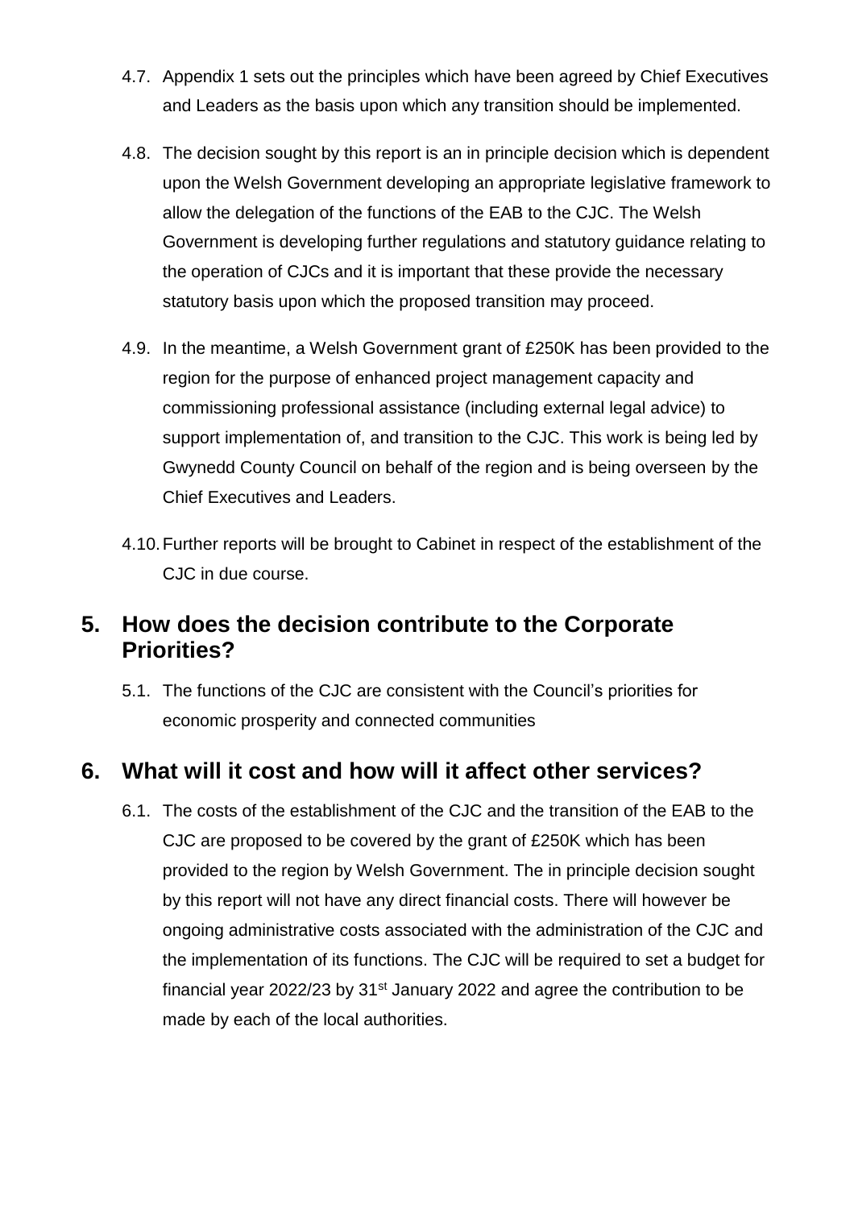4.7. Appendix 1 sets out the principles which have been agreed by Chief Executives and Leaders as the basis upon which any transition should be implemented.

4.8. The decision sought by this report is an in principle decision which is dependent upon the Welsh Government developing an appropriate legislative framework to allow the delegation of the functions of the EAB to the CJC. The Welsh Government is developing further regulations and statutory guidance relating to the operation of CJCs and it is important that these provide the necessary statutory basis upon which the proposed transition may proceed.

4.9. In the meantime, a Welsh Government grant of £250K has been provided to the region for the purpose of enhanced project management capacity and commissioning professional assistance (including external legal advice) to support implementation of, and transition to the CJC. This work is being led by Gwynedd County Council on behalf of the region and is being overseen by the Chief Executives and Leaders.

4.10. Further reports will be brought to Cabinet in respect of the establishment of the CJC in due course.

## 5. How does the decision contribute to the Corporate Priorities?

5.1. The functions of the CJC are consistent with the Council's priorities for economic prosperity and connected communities

## 6. What will it cost and how will it affect other services?

6.1. The costs of the establishment of the CJC and the transition of the EAB to the CJC are proposed to be covered by the grant of £250K which has been provided to the region by Welsh Government. The in principle decision sought by this report will not have any direct financial costs. There will however be ongoing administrative costs associated with the administration of the CJC and the implementation of its functions. The CJC will be required to set a budget for financial year 2022/23 by 31st January 2022 and agree the contribution to be made by each of the local authorities.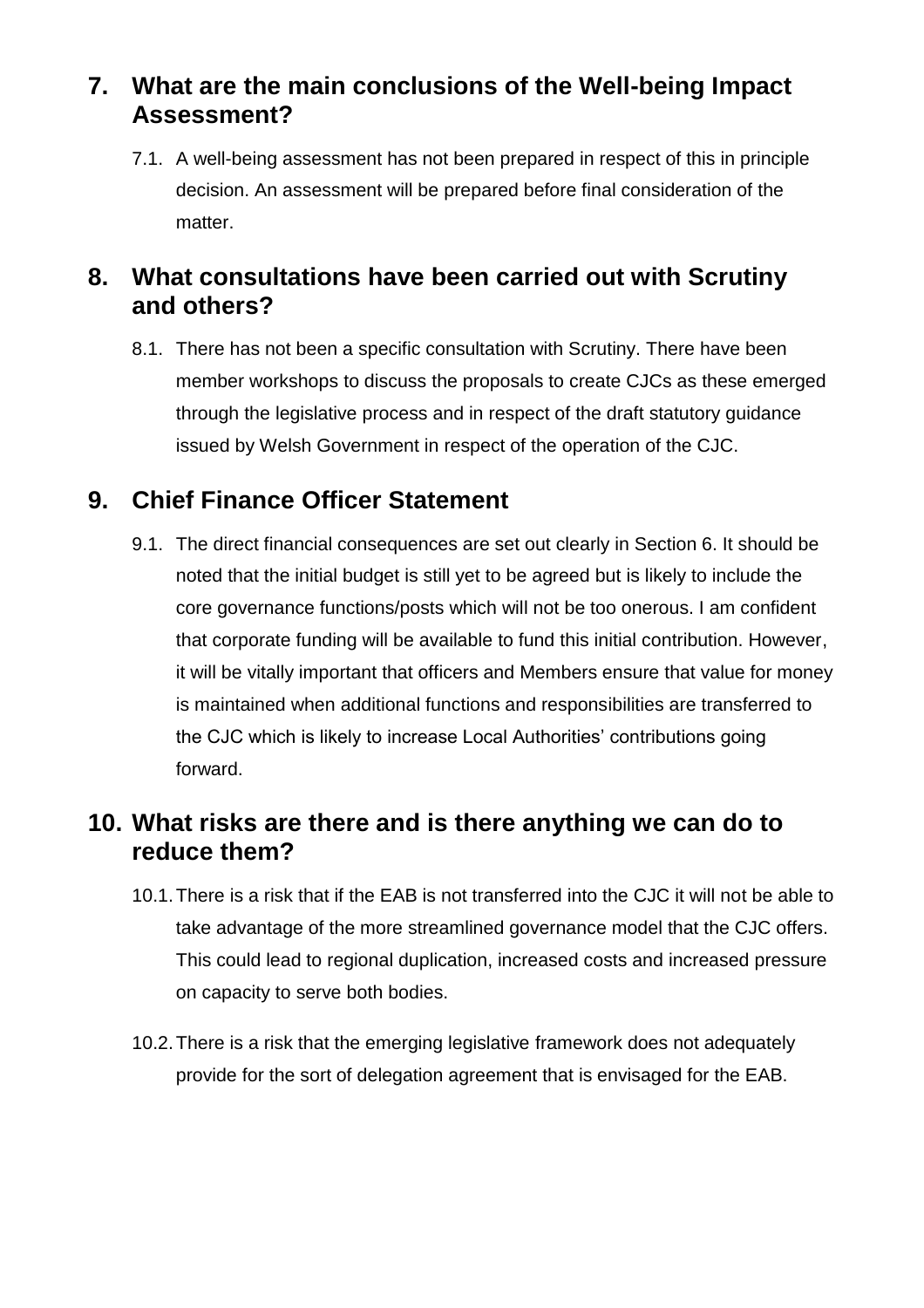## 7. What are the main conclusions of the Well-being Impact Assessment?

7.1. A well-being assessment has not been prepared in respect of this in principle decision. An assessment will be prepared before final consideration of the matter.

## 8. What consultations have been carried out with Scrutiny and others?

8.1. There has not been a specific consultation with Scrutiny. There have been member workshops to discuss the proposals to create CJCs as these emerged through the legislative process and in respect of the draft statutory guidance issued by Welsh Government in respect of the operation of the CJC.

## 9. Chief Finance Officer Statement

9.1. The direct financial consequences are set out clearly in Section 6. It should be noted that the initial budget is still yet to be agreed but is likely to include the core governance functions/posts which will not be too onerous. I am confident that corporate funding will be available to fund this initial contribution. However, it will be vitally important that officers and Members ensure that value for money is maintained when additional functions and responsibilities are transferred to the CJC which is likely to increase Local Authorities' contributions going forward.

## 10. What risks are there and is there anything we can do to reduce them?

10.1. There is a risk that if the EAB is not transferred into the CJC it will not be able to take advantage of the more streamlined governance model that the CJC offers. This could lead to regional duplication, increased costs and increased pressure on capacity to serve both bodies.

10.2. There is a risk that the emerging legislative framework does not adequately provide for the sort of delegation agreement that is envisaged for the EAB.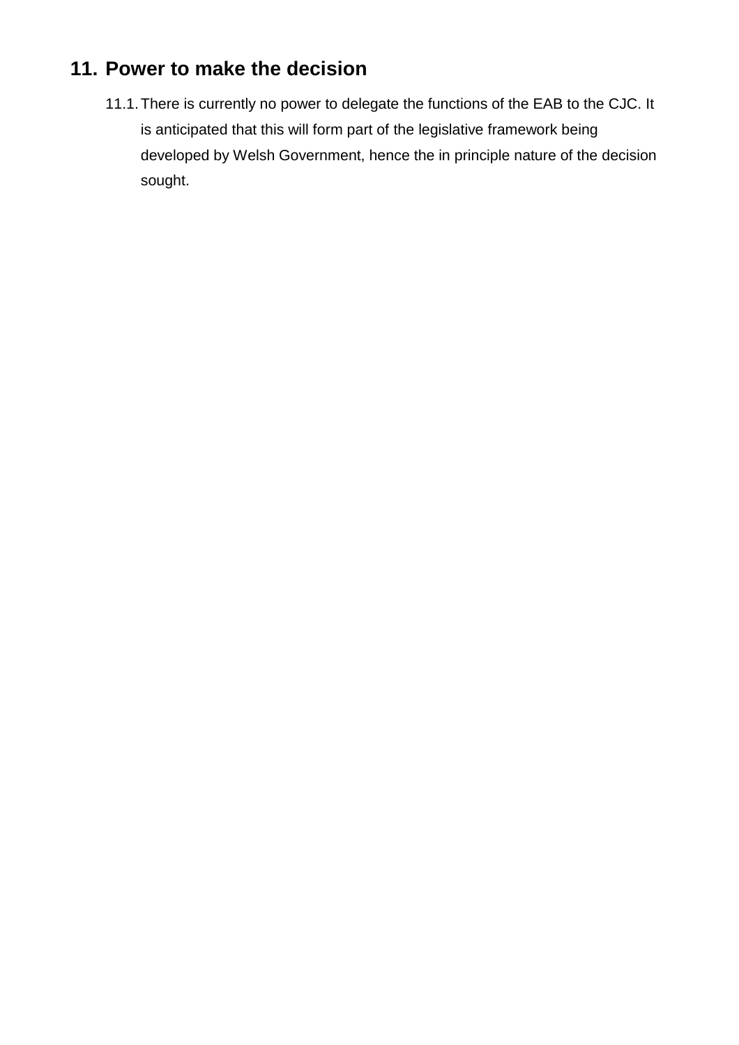## 11. Power to make the decision

11.1. There is currently no power to delegate the functions of the EAB to the CJC. It is anticipated that this will form part of the legislative framework being developed by Welsh Government, hence the in principle nature of the decision sought.